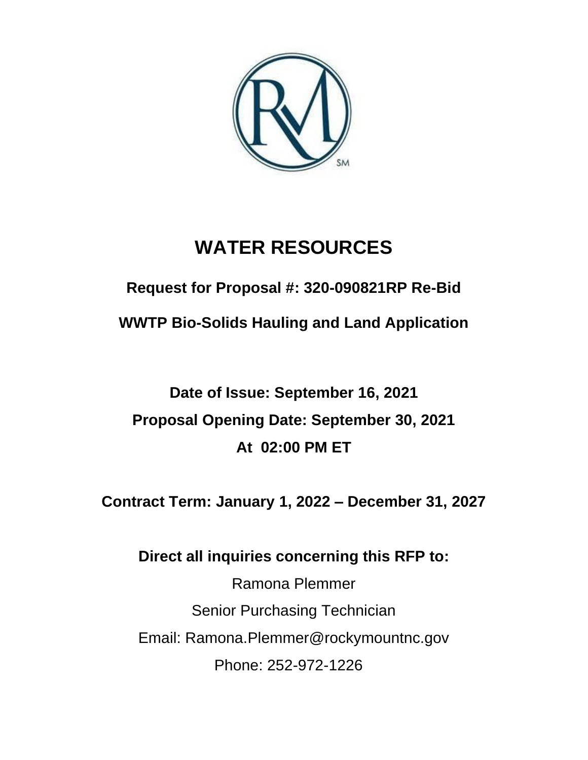# WATER RESOURCES

## Request for Proposal #: 320-090821RP Re-Bid

## WWTP Bio-Solids Hauling and Land Application

**Date of Issue: September 16, 2021**

**Proposal Opening Date: September 30, 2021**

**At 02:00 PM ET**

**Contract Term: January 1, 2022 – December 31, 2027**

**Direct all inquiries concerning this RFP to:**

Ramona Plemmer

Senior Purchasing Technician

Email: Ramona.Plemmer@rockymountnc.gov

Phone: 252-972-1226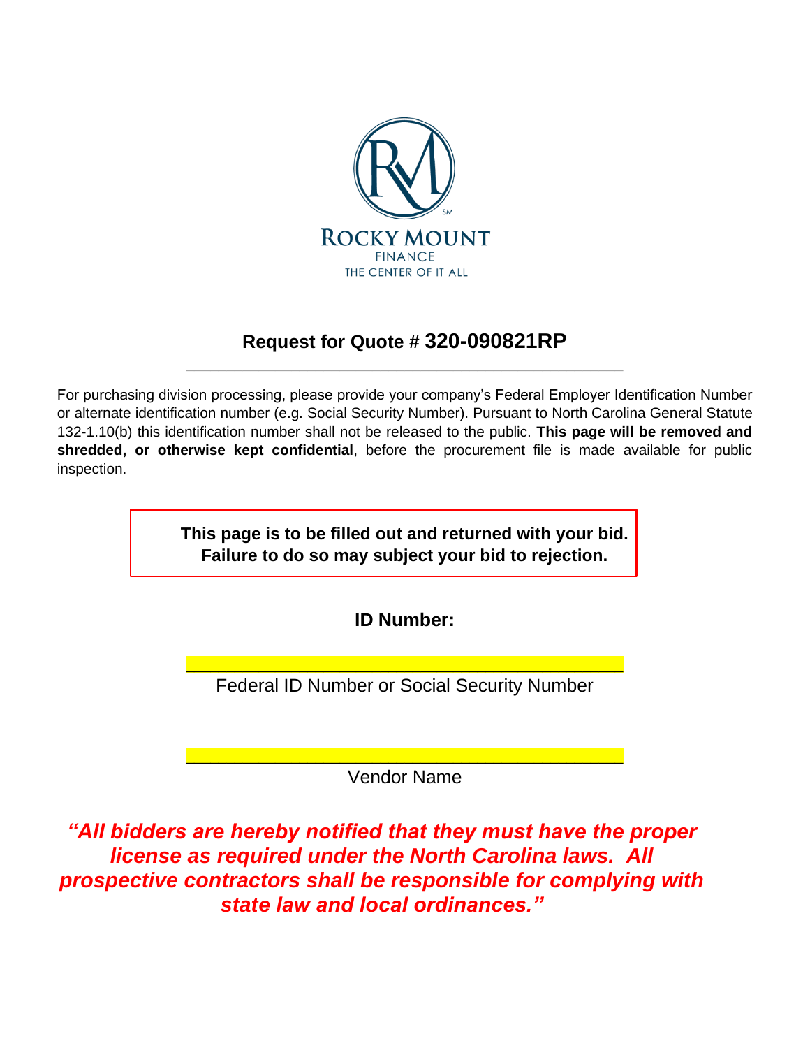ROCKY MOUNT
FINANCE
THE CENTER OF IT ALL

## Request for Quote # 320-090821RP

For purchasing division processing, please provide your company's Federal Employer Identification Number or alternate identification number (e.g. Social Security Number). Pursuant to North Carolina General Statute 132-1.10(b) this identification number shall not be released to the public. **This page will be removed and shredded, or otherwise kept confidential**, before the procurement file is made available for public inspection.

**This page is to be filled out and returned with your bid. Failure to do so may subject your bid to rejection.**

**ID Number:**

_______________________________________________
Federal ID Number or Social Security Number

_______________________________________________
Vendor Name

***"All bidders are hereby notified that they must have the proper license as required under the North Carolina laws. All prospective contractors shall be responsible for complying with state law and local ordinances."***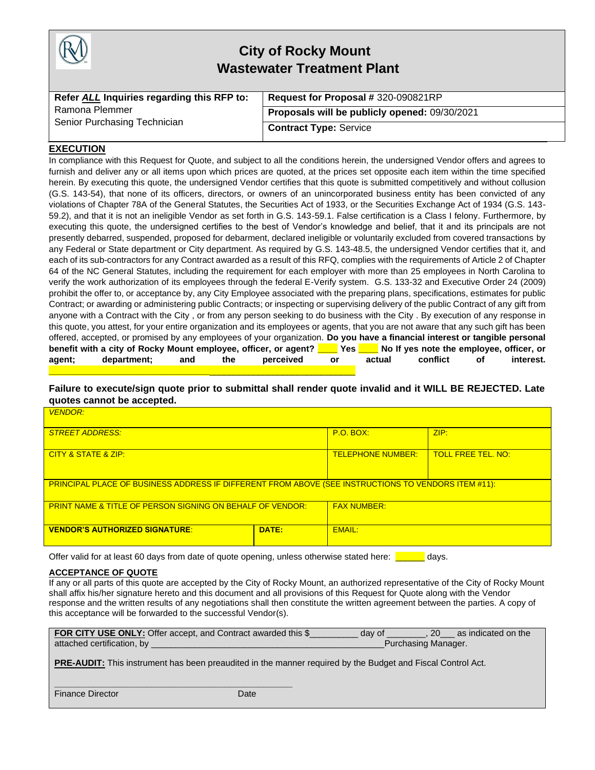# City of Rocky Mount
## Wastewater Treatment Plant

| **Refer *ALL* Inquiries regarding this RFP to:** Ramona Plemmer Senior Purchasing Technician | **Request for Proposal #** 320-090821RP |
|---|---|
| | **Proposals will be publicly opened:** 09/30/2021 |
| | **Contract Type:** Service |

## EXECUTION

In compliance with this Request for Quote, and subject to all the conditions herein, the undersigned Vendor offers and agrees to furnish and deliver any or all items upon which prices are quoted, at the prices set opposite each item within the time specified herein. By executing this quote, the undersigned Vendor certifies that this quote is submitted competitively and without collusion (G.S. 143-54), that none of its officers, directors, or owners of an unincorporated business entity has been convicted of any violations of Chapter 78A of the General Statutes, the Securities Act of 1933, or the Securities Exchange Act of 1934 (G.S. 143-59.2), and that it is not an ineligible Vendor as set forth in G.S. 143-59.1. False certification is a Class I felony. Furthermore, by executing this quote, the undersigned certifies to the best of Vendor's knowledge and belief, that it and its principals are not presently debarred, suspended, proposed for debarment, declared ineligible or voluntarily excluded from covered transactions by any Federal or State department or City department. As required by G.S. 143-48.5, the undersigned Vendor certifies that it, and each of its sub-contractors for any Contract awarded as a result of this RFQ, complies with the requirements of Article 2 of Chapter 64 of the NC General Statutes, including the requirement for each employer with more than 25 employees in North Carolina to verify the work authorization of its employees through the federal E-Verify system. G.S. 133-32 and Executive Order 24 (2009) prohibit the offer to, or acceptance by, any City Employee associated with the preparing plans, specifications, estimates for public Contract; or awarding or administering public Contracts; or inspecting or supervising delivery of the public Contract of any gift from anyone with a Contract with the City , or from any person seeking to do business with the City . By execution of any response in this quote, you attest, for your entire organization and its employees or agents, that you are not aware that any such gift has been offered, accepted, or promised by any employees of your organization. **Do you have a financial interest or tangible personal benefit with a city of Rocky Mount employee, officer, or agent? ____ Yes ____ No If yes note the employee, officer, or agent; department; and the perceived or actual conflict of interest.** ____________________________________________________________

**Failure to execute/sign quote prior to submittal shall render quote invalid and it WILL BE REJECTED. Late quotes cannot be accepted.**

| *VENDOR:* | | | |
|---|---|---|---|
| *STREET ADDRESS:* | | P.O. BOX: | ZIP: |
| CITY & STATE & ZIP: | | TELEPHONE NUMBER: | TOLL FREE TEL. NO: |
| PRINCIPAL PLACE OF BUSINESS ADDRESS IF DIFFERENT FROM ABOVE (SEE INSTRUCTIONS TO VENDORS ITEM #11): | | | |
| PRINT NAME & TITLE OF PERSON SIGNING ON BEHALF OF VENDOR: | | FAX NUMBER: | |
| **VENDOR'S AUTHORIZED SIGNATURE**: | **DATE:** | EMAIL: | |

Offer valid for at least 60 days from date of quote opening, unless otherwise stated here: ______ days.

## ACCEPTANCE OF QUOTE

If any or all parts of this quote are accepted by the City of Rocky Mount, an authorized representative of the City of Rocky Mount shall affix his/her signature hereto and this document and all provisions of this Request for Quote along with the Vendor response and the written results of any negotiations shall then constitute the written agreement between the parties. A copy of this acceptance will be forwarded to the successful Vendor(s).

**FOR CITY USE ONLY:** Offer accept, and Contract awarded this $_________ day of ________, 20___ as indicated on the attached certification, by _______________________________________________Purchasing Manager.

**PRE-AUDIT:** This instrument has been preaudited in the manner required by the Budget and Fiscal Control Act.

_______________________________________________
Finance Director                                        Date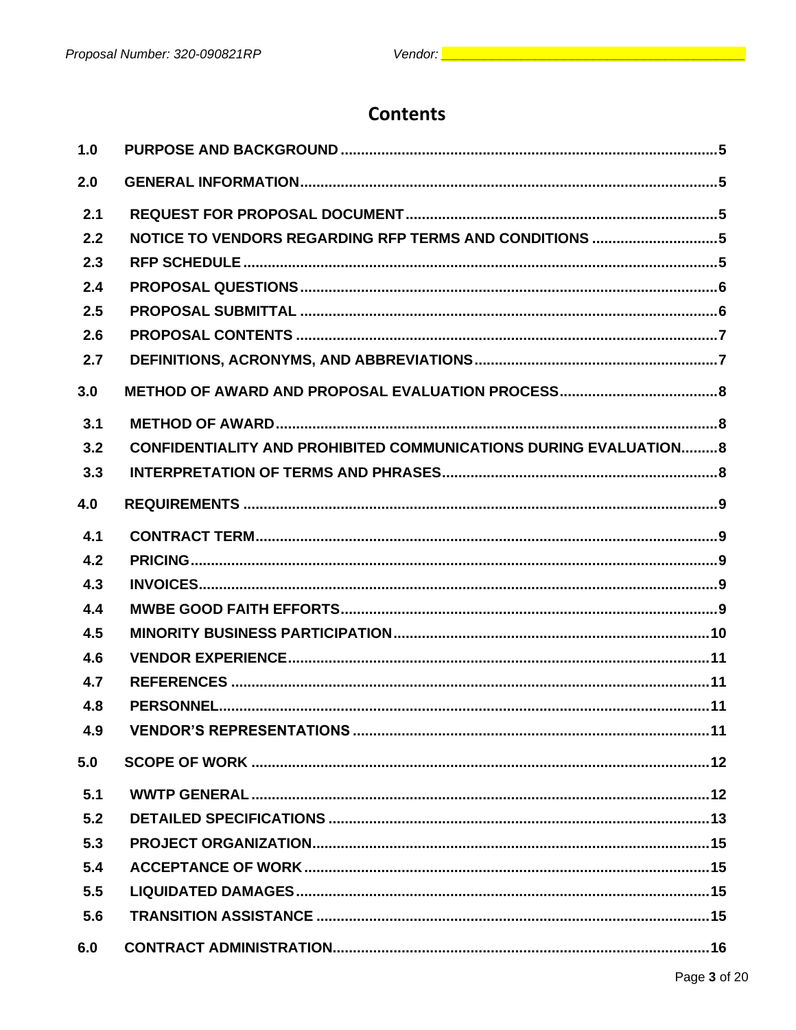# Contents

| | | |
|---|---|---|
| 1.0 | PURPOSE AND BACKGROUND | 5 |
| 2.0 | GENERAL INFORMATION | 5 |
| 2.1 | REQUEST FOR PROPOSAL DOCUMENT | 5 |
| 2.2 | NOTICE TO VENDORS REGARDING RFP TERMS AND CONDITIONS | 5 |
| 2.3 | RFP SCHEDULE | 5 |
| 2.4 | PROPOSAL QUESTIONS | 6 |
| 2.5 | PROPOSAL SUBMITTAL | 6 |
| 2.6 | PROPOSAL CONTENTS | 7 |
| 2.7 | DEFINITIONS, ACRONYMS, AND ABBREVIATIONS | 7 |
| 3.0 | METHOD OF AWARD AND PROPOSAL EVALUATION PROCESS | 8 |
| 3.1 | METHOD OF AWARD | 8 |
| 3.2 | CONFIDENTIALITY AND PROHIBITED COMMUNICATIONS DURING EVALUATION | 8 |
| 3.3 | INTERPRETATION OF TERMS AND PHRASES | 8 |
| 4.0 | REQUIREMENTS | 9 |
| 4.1 | CONTRACT TERM | 9 |
| 4.2 | PRICING | 9 |
| 4.3 | INVOICES | 9 |
| 4.4 | MWBE GOOD FAITH EFFORTS | 9 |
| 4.5 | MINORITY BUSINESS PARTICIPATION | 10 |
| 4.6 | VENDOR EXPERIENCE | 11 |
| 4.7 | REFERENCES | 11 |
| 4.8 | PERSONNEL | 11 |
| 4.9 | VENDOR'S REPRESENTATIONS | 11 |
| 5.0 | SCOPE OF WORK | 12 |
| 5.1 | WWTP GENERAL | 12 |
| 5.2 | DETAILED SPECIFICATIONS | 13 |
| 5.3 | PROJECT ORGANIZATION | 15 |
| 5.4 | ACCEPTANCE OF WORK | 15 |
| 5.5 | LIQUIDATED DAMAGES | 15 |
| 5.6 | TRANSITION ASSISTANCE | 15 |
| 6.0 | CONTRACT ADMINISTRATION | 16 |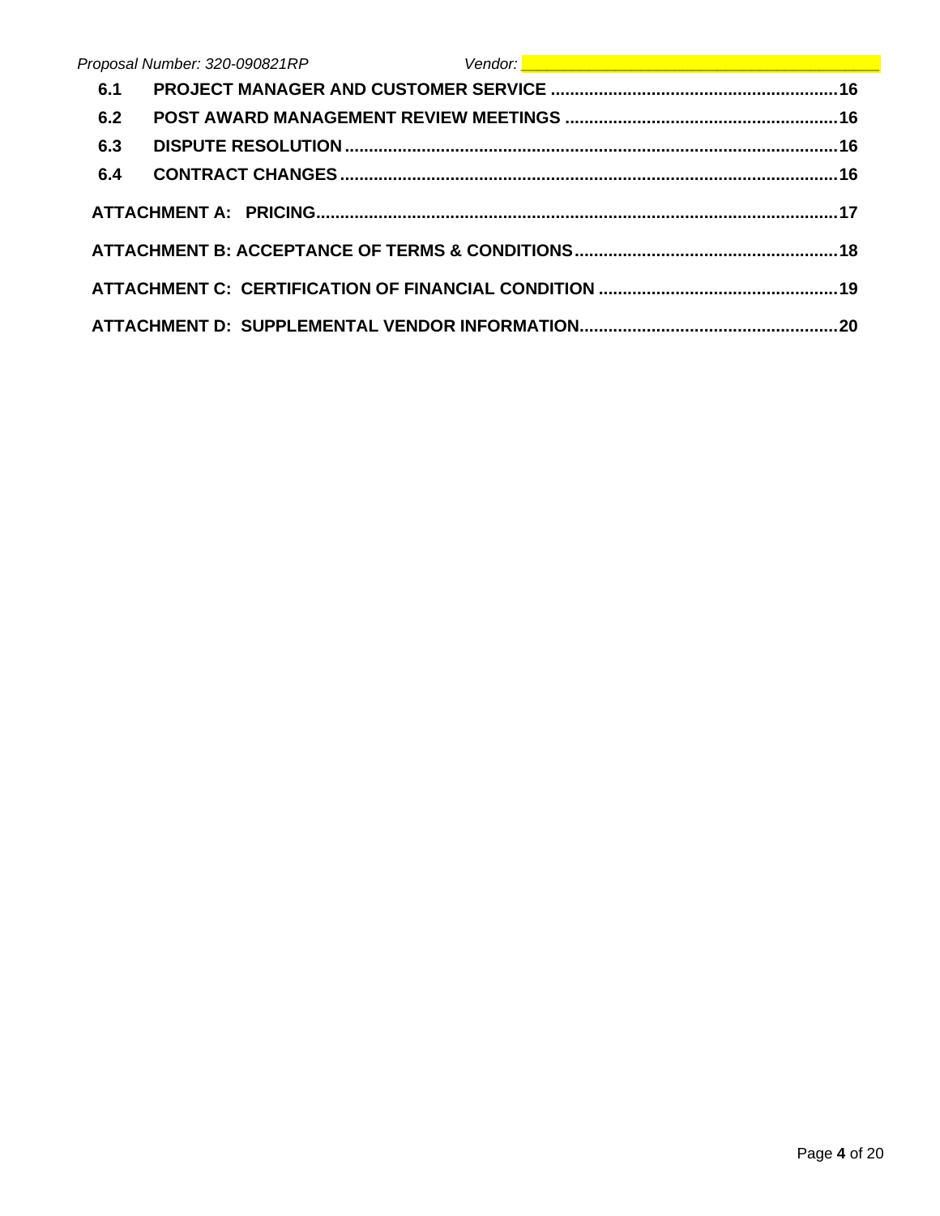**6.1 PROJECT MANAGER AND CUSTOMER SERVICE ... 16**

**6.2 POST AWARD MANAGEMENT REVIEW MEETINGS ... 16**

**6.3 DISPUTE RESOLUTION ... 16**

**6.4 CONTRACT CHANGES ... 16**

**ATTACHMENT A: PRICING ... 17**

**ATTACHMENT B: ACCEPTANCE OF TERMS & CONDITIONS ... 18**

**ATTACHMENT C: CERTIFICATION OF FINANCIAL CONDITION ... 19**

**ATTACHMENT D: SUPPLEMENTAL VENDOR INFORMATION ... 20**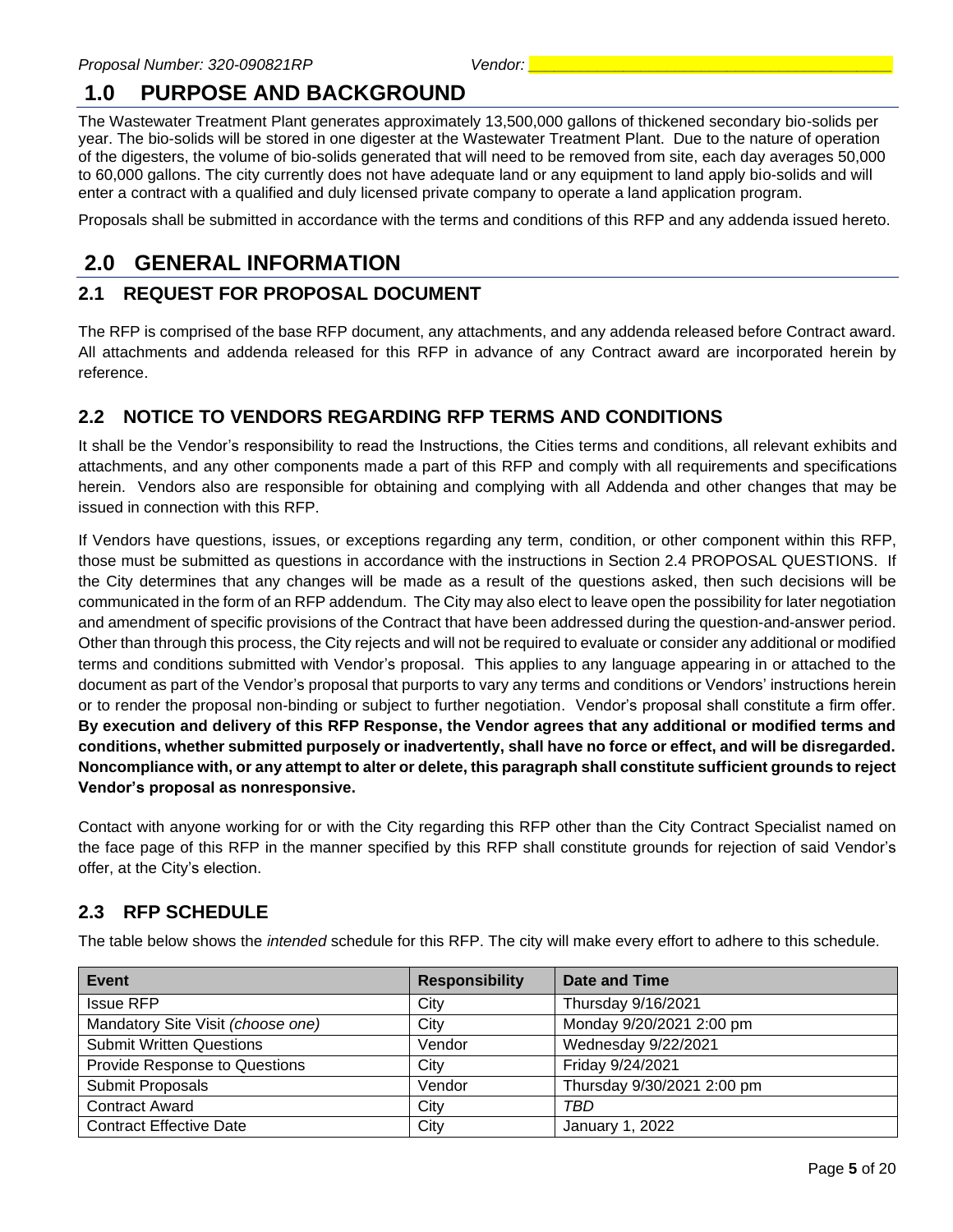# 1.0 PURPOSE AND BACKGROUND

The Wastewater Treatment Plant generates approximately 13,500,000 gallons of thickened secondary bio-solids per year. The bio-solids will be stored in one digester at the Wastewater Treatment Plant. Due to the nature of operation of the digesters, the volume of bio-solids generated that will need to be removed from site, each day averages 50,000 to 60,000 gallons. The city currently does not have adequate land or any equipment to land apply bio-solids and will enter a contract with a qualified and duly licensed private company to operate a land application program.

Proposals shall be submitted in accordance with the terms and conditions of this RFP and any addenda issued hereto.

# 2.0 GENERAL INFORMATION

## 2.1 REQUEST FOR PROPOSAL DOCUMENT

The RFP is comprised of the base RFP document, any attachments, and any addenda released before Contract award. All attachments and addenda released for this RFP in advance of any Contract award are incorporated herein by reference.

## 2.2 NOTICE TO VENDORS REGARDING RFP TERMS AND CONDITIONS

It shall be the Vendor's responsibility to read the Instructions, the Cities terms and conditions, all relevant exhibits and attachments, and any other components made a part of this RFP and comply with all requirements and specifications herein. Vendors also are responsible for obtaining and complying with all Addenda and other changes that may be issued in connection with this RFP.

If Vendors have questions, issues, or exceptions regarding any term, condition, or other component within this RFP, those must be submitted as questions in accordance with the instructions in Section 2.4 PROPOSAL QUESTIONS. If the City determines that any changes will be made as a result of the questions asked, then such decisions will be communicated in the form of an RFP addendum. The City may also elect to leave open the possibility for later negotiation and amendment of specific provisions of the Contract that have been addressed during the question-and-answer period. Other than through this process, the City rejects and will not be required to evaluate or consider any additional or modified terms and conditions submitted with Vendor's proposal. This applies to any language appearing in or attached to the document as part of the Vendor's proposal that purports to vary any terms and conditions or Vendors' instructions herein or to render the proposal non-binding or subject to further negotiation. Vendor's proposal shall constitute a firm offer. **By execution and delivery of this RFP Response, the Vendor agrees that any additional or modified terms and conditions, whether submitted purposely or inadvertently, shall have no force or effect, and will be disregarded. Noncompliance with, or any attempt to alter or delete, this paragraph shall constitute sufficient grounds to reject Vendor's proposal as nonresponsive.**

Contact with anyone working for or with the City regarding this RFP other than the City Contract Specialist named on the face page of this RFP in the manner specified by this RFP shall constitute grounds for rejection of said Vendor's offer, at the City's election.

## 2.3 RFP SCHEDULE

The table below shows the *intended* schedule for this RFP. The city will make every effort to adhere to this schedule.

| Event | Responsibility | Date and Time |
|---|---|---|
| Issue RFP | City | Thursday 9/16/2021 |
| Mandatory Site Visit *(choose one)* | City | Monday 9/20/2021 2:00 pm |
| Submit Written Questions | Vendor | Wednesday 9/22/2021 |
| Provide Response to Questions | City | Friday 9/24/2021 |
| Submit Proposals | Vendor | Thursday 9/30/2021 2:00 pm |
| Contract Award | City | *TBD* |
| Contract Effective Date | City | January 1, 2022 |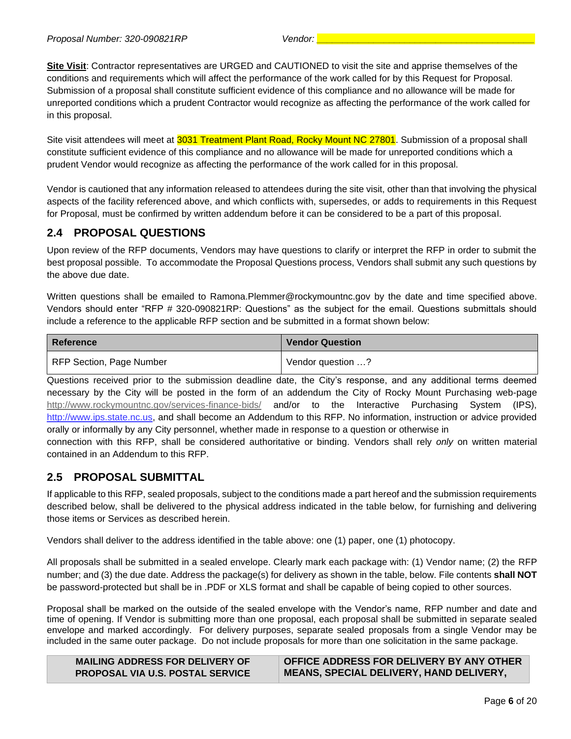**Site Visit**: Contractor representatives are URGED and CAUTIONED to visit the site and apprise themselves of the conditions and requirements which will affect the performance of the work called for by this Request for Proposal. Submission of a proposal shall constitute sufficient evidence of this compliance and no allowance will be made for unreported conditions which a prudent Contractor would recognize as affecting the performance of the work called for in this proposal.

Site visit attendees will meet at 3031 Treatment Plant Road, Rocky Mount NC 27801. Submission of a proposal shall constitute sufficient evidence of this compliance and no allowance will be made for unreported conditions which a prudent Vendor would recognize as affecting the performance of the work called for in this proposal.

Vendor is cautioned that any information released to attendees during the site visit, other than that involving the physical aspects of the facility referenced above, and which conflicts with, supersedes, or adds to requirements in this Request for Proposal, must be confirmed by written addendum before it can be considered to be a part of this proposal.

## 2.4 PROPOSAL QUESTIONS

Upon review of the RFP documents, Vendors may have questions to clarify or interpret the RFP in order to submit the best proposal possible. To accommodate the Proposal Questions process, Vendors shall submit any such questions by the above due date.

Written questions shall be emailed to Ramona.Plemmer@rockymountnc.gov by the date and time specified above. Vendors should enter "RFP # 320-090821RP: Questions" as the subject for the email. Questions submittals should include a reference to the applicable RFP section and be submitted in a format shown below:

| Reference | Vendor Question |
|---|---|
| RFP Section, Page Number | Vendor question …? |

Questions received prior to the submission deadline date, the City's response, and any additional terms deemed necessary by the City will be posted in the form of an addendum the City of Rocky Mount Purchasing web-page http://www.rockymountnc.gov/services-finance-bids/ and/or to the Interactive Purchasing System (IPS), http://www.ips.state.nc.us, and shall become an Addendum to this RFP. No information, instruction or advice provided orally or informally by any City personnel, whether made in response to a question or otherwise in connection with this RFP, shall be considered authoritative or binding. Vendors shall rely *only* on written material contained in an Addendum to this RFP.

## 2.5 PROPOSAL SUBMITTAL

If applicable to this RFP, sealed proposals, subject to the conditions made a part hereof and the submission requirements described below, shall be delivered to the physical address indicated in the table below, for furnishing and delivering those items or Services as described herein.

Vendors shall deliver to the address identified in the table above: one (1) paper, one (1) photocopy.

All proposals shall be submitted in a sealed envelope. Clearly mark each package with: (1) Vendor name; (2) the RFP number; and (3) the due date. Address the package(s) for delivery as shown in the table, below. File contents **shall NOT** be password-protected but shall be in .PDF or XLS format and shall be capable of being copied to other sources.

Proposal shall be marked on the outside of the sealed envelope with the Vendor's name, RFP number and date and time of opening. If Vendor is submitting more than one proposal, each proposal shall be submitted in separate sealed envelope and marked accordingly. For delivery purposes, separate sealed proposals from a single Vendor may be included in the same outer package. Do not include proposals for more than one solicitation in the same package.

| MAILING ADDRESS FOR DELIVERY OF PROPOSAL VIA U.S. POSTAL SERVICE | OFFICE ADDRESS FOR DELIVERY BY ANY OTHER MEANS, SPECIAL DELIVERY, HAND DELIVERY, |
|---|---|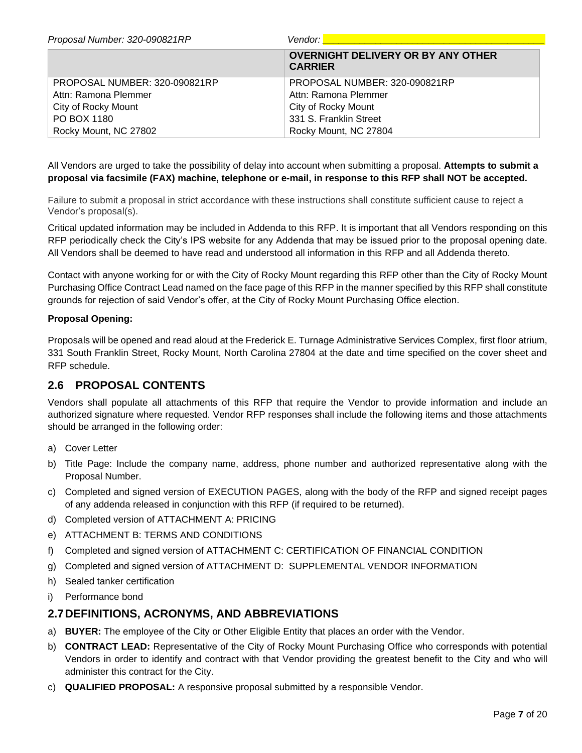| | OVERNIGHT DELIVERY OR BY ANY OTHER CARRIER |
|---|---|
| PROPOSAL NUMBER: 320-090821RP | PROPOSAL NUMBER: 320-090821RP |
| Attn: Ramona Plemmer | Attn: Ramona Plemmer |
| City of Rocky Mount | City of Rocky Mount |
| PO BOX 1180 | 331 S. Franklin Street |
| Rocky Mount, NC 27802 | Rocky Mount, NC 27804 |

All Vendors are urged to take the possibility of delay into account when submitting a proposal. **Attempts to submit a proposal via facsimile (FAX) machine, telephone or e-mail, in response to this RFP shall NOT be accepted.**

Failure to submit a proposal in strict accordance with these instructions shall constitute sufficient cause to reject a Vendor's proposal(s).

Critical updated information may be included in Addenda to this RFP. It is important that all Vendors responding on this RFP periodically check the City's IPS website for any Addenda that may be issued prior to the proposal opening date. All Vendors shall be deemed to have read and understood all information in this RFP and all Addenda thereto.

Contact with anyone working for or with the City of Rocky Mount regarding this RFP other than the City of Rocky Mount Purchasing Office Contract Lead named on the face page of this RFP in the manner specified by this RFP shall constitute grounds for rejection of said Vendor's offer, at the City of Rocky Mount Purchasing Office election.

**Proposal Opening:**

Proposals will be opened and read aloud at the Frederick E. Turnage Administrative Services Complex, first floor atrium, 331 South Franklin Street, Rocky Mount, North Carolina 27804 at the date and time specified on the cover sheet and RFP schedule.

## 2.6 PROPOSAL CONTENTS

Vendors shall populate all attachments of this RFP that require the Vendor to provide information and include an authorized signature where requested. Vendor RFP responses shall include the following items and those attachments should be arranged in the following order:

a) Cover Letter
b) Title Page: Include the company name, address, phone number and authorized representative along with the Proposal Number.
c) Completed and signed version of EXECUTION PAGES, along with the body of the RFP and signed receipt pages of any addenda released in conjunction with this RFP (if required to be returned).
d) Completed version of ATTACHMENT A: PRICING
e) ATTACHMENT B: TERMS AND CONDITIONS
f) Completed and signed version of ATTACHMENT C: CERTIFICATION OF FINANCIAL CONDITION
g) Completed and signed version of ATTACHMENT D: SUPPLEMENTAL VENDOR INFORMATION
h) Sealed tanker certification
i) Performance bond

## 2.7 DEFINITIONS, ACRONYMS, AND ABBREVIATIONS

a) **BUYER:** The employee of the City or Other Eligible Entity that places an order with the Vendor.
b) **CONTRACT LEAD:** Representative of the City of Rocky Mount Purchasing Office who corresponds with potential Vendors in order to identify and contract with that Vendor providing the greatest benefit to the City and who will administer this contract for the City.
c) **QUALIFIED PROPOSAL:** A responsive proposal submitted by a responsible Vendor.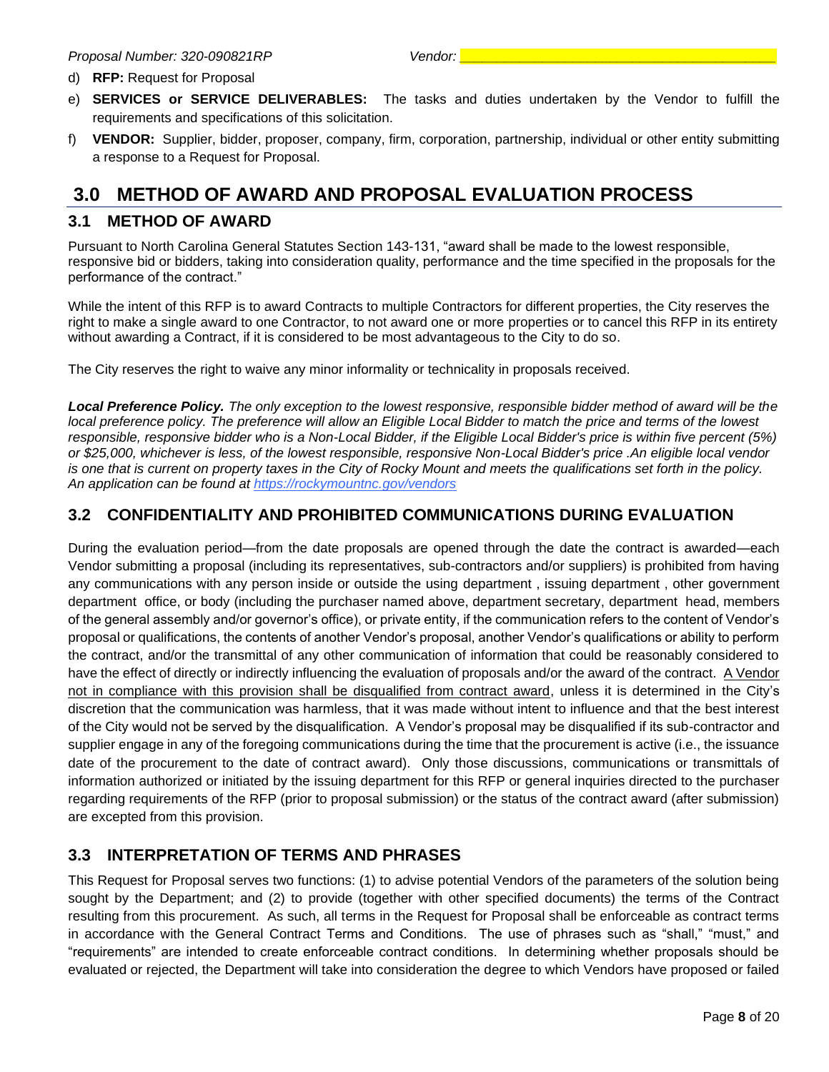d) **RFP:** Request for Proposal

e) **SERVICES or SERVICE DELIVERABLES:** The tasks and duties undertaken by the Vendor to fulfill the requirements and specifications of this solicitation.

f) **VENDOR:** Supplier, bidder, proposer, company, firm, corporation, partnership, individual or other entity submitting a response to a Request for Proposal.

# 3.0 METHOD OF AWARD AND PROPOSAL EVALUATION PROCESS

## 3.1 METHOD OF AWARD

Pursuant to North Carolina General Statutes Section 143-131, "award shall be made to the lowest responsible, responsive bid or bidders, taking into consideration quality, performance and the time specified in the proposals for the performance of the contract."

While the intent of this RFP is to award Contracts to multiple Contractors for different properties, the City reserves the right to make a single award to one Contractor, to not award one or more properties or to cancel this RFP in its entirety without awarding a Contract, if it is considered to be most advantageous to the City to do so.

The City reserves the right to waive any minor informality or technicality in proposals received.

***Local Preference Policy.*** *The only exception to the lowest responsive, responsible bidder method of award will be the local preference policy. The preference will allow an Eligible Local Bidder to match the price and terms of the lowest responsible, responsive bidder who is a Non-Local Bidder, if the Eligible Local Bidder's price is within five percent (5%) or $25,000, whichever is less, of the lowest responsible, responsive Non-Local Bidder's price .An eligible local vendor is one that is current on property taxes in the City of Rocky Mount and meets the qualifications set forth in the policy. An application can be found at [https://rockymountnc.gov/vendors](https://rockymountnc.gov/vendors)*

## 3.2 CONFIDENTIALITY AND PROHIBITED COMMUNICATIONS DURING EVALUATION

During the evaluation period—from the date proposals are opened through the date the contract is awarded—each Vendor submitting a proposal (including its representatives, sub-contractors and/or suppliers) is prohibited from having any communications with any person inside or outside the using department , issuing department , other government department office, or body (including the purchaser named above, department secretary, department head, members of the general assembly and/or governor's office), or private entity, if the communication refers to the content of Vendor's proposal or qualifications, the contents of another Vendor's proposal, another Vendor's qualifications or ability to perform the contract, and/or the transmittal of any other communication of information that could be reasonably considered to have the effect of directly or indirectly influencing the evaluation of proposals and/or the award of the contract. A Vendor not in compliance with this provision shall be disqualified from contract award, unless it is determined in the City's discretion that the communication was harmless, that it was made without intent to influence and that the best interest of the City would not be served by the disqualification. A Vendor's proposal may be disqualified if its sub-contractor and supplier engage in any of the foregoing communications during the time that the procurement is active (i.e., the issuance date of the procurement to the date of contract award). Only those discussions, communications or transmittals of information authorized or initiated by the issuing department for this RFP or general inquiries directed to the purchaser regarding requirements of the RFP (prior to proposal submission) or the status of the contract award (after submission) are excepted from this provision.

## 3.3 INTERPRETATION OF TERMS AND PHRASES

This Request for Proposal serves two functions: (1) to advise potential Vendors of the parameters of the solution being sought by the Department; and (2) to provide (together with other specified documents) the terms of the Contract resulting from this procurement. As such, all terms in the Request for Proposal shall be enforceable as contract terms in accordance with the General Contract Terms and Conditions. The use of phrases such as "shall," "must," and "requirements" are intended to create enforceable contract conditions. In determining whether proposals should be evaluated or rejected, the Department will take into consideration the degree to which Vendors have proposed or failed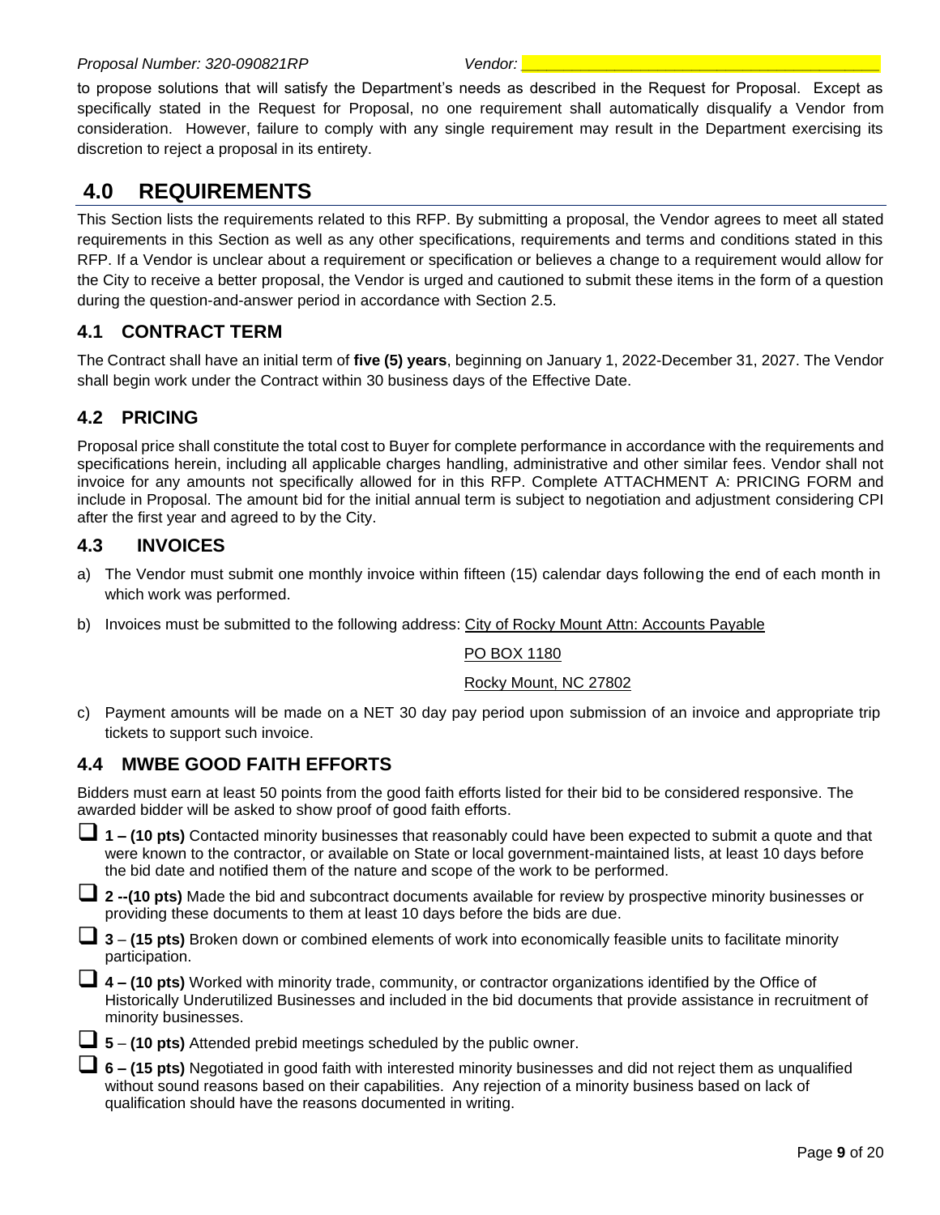to propose solutions that will satisfy the Department's needs as described in the Request for Proposal. Except as specifically stated in the Request for Proposal, no one requirement shall automatically disqualify a Vendor from consideration. However, failure to comply with any single requirement may result in the Department exercising its discretion to reject a proposal in its entirety.

# 4.0 REQUIREMENTS

This Section lists the requirements related to this RFP. By submitting a proposal, the Vendor agrees to meet all stated requirements in this Section as well as any other specifications, requirements and terms and conditions stated in this RFP. If a Vendor is unclear about a requirement or specification or believes a change to a requirement would allow for the City to receive a better proposal, the Vendor is urged and cautioned to submit these items in the form of a question during the question-and-answer period in accordance with Section 2.5.

## 4.1 CONTRACT TERM

The Contract shall have an initial term of **five (5) years**, beginning on January 1, 2022-December 31, 2027. The Vendor shall begin work under the Contract within 30 business days of the Effective Date.

## 4.2 PRICING

Proposal price shall constitute the total cost to Buyer for complete performance in accordance with the requirements and specifications herein, including all applicable charges handling, administrative and other similar fees. Vendor shall not invoice for any amounts not specifically allowed for in this RFP. Complete ATTACHMENT A: PRICING FORM and include in Proposal. The amount bid for the initial annual term is subject to negotiation and adjustment considering CPI after the first year and agreed to by the City.

## 4.3 INVOICES

a) The Vendor must submit one monthly invoice within fifteen (15) calendar days following the end of each month in which work was performed.

b) Invoices must be submitted to the following address: City of Rocky Mount Attn: Accounts Payable

   PO BOX 1180

   Rocky Mount, NC 27802

c) Payment amounts will be made on a NET 30 day pay period upon submission of an invoice and appropriate trip tickets to support such invoice.

## 4.4 MWBE GOOD FAITH EFFORTS

Bidders must earn at least 50 points from the good faith efforts listed for their bid to be considered responsive. The awarded bidder will be asked to show proof of good faith efforts.

- ☐ **1 – (10 pts)** Contacted minority businesses that reasonably could have been expected to submit a quote and that were known to the contractor, or available on State or local government-maintained lists, at least 10 days before the bid date and notified them of the nature and scope of the work to be performed.
- ☐ **2 --(10 pts)** Made the bid and subcontract documents available for review by prospective minority businesses or providing these documents to them at least 10 days before the bids are due.
- ☐ **3** – **(15 pts)** Broken down or combined elements of work into economically feasible units to facilitate minority participation.
- ☐ **4 – (10 pts)** Worked with minority trade, community, or contractor organizations identified by the Office of Historically Underutilized Businesses and included in the bid documents that provide assistance in recruitment of minority businesses.
- ☐ **5** – **(10 pts)** Attended prebid meetings scheduled by the public owner.
- ☐ **6 – (15 pts)** Negotiated in good faith with interested minority businesses and did not reject them as unqualified without sound reasons based on their capabilities. Any rejection of a minority business based on lack of qualification should have the reasons documented in writing.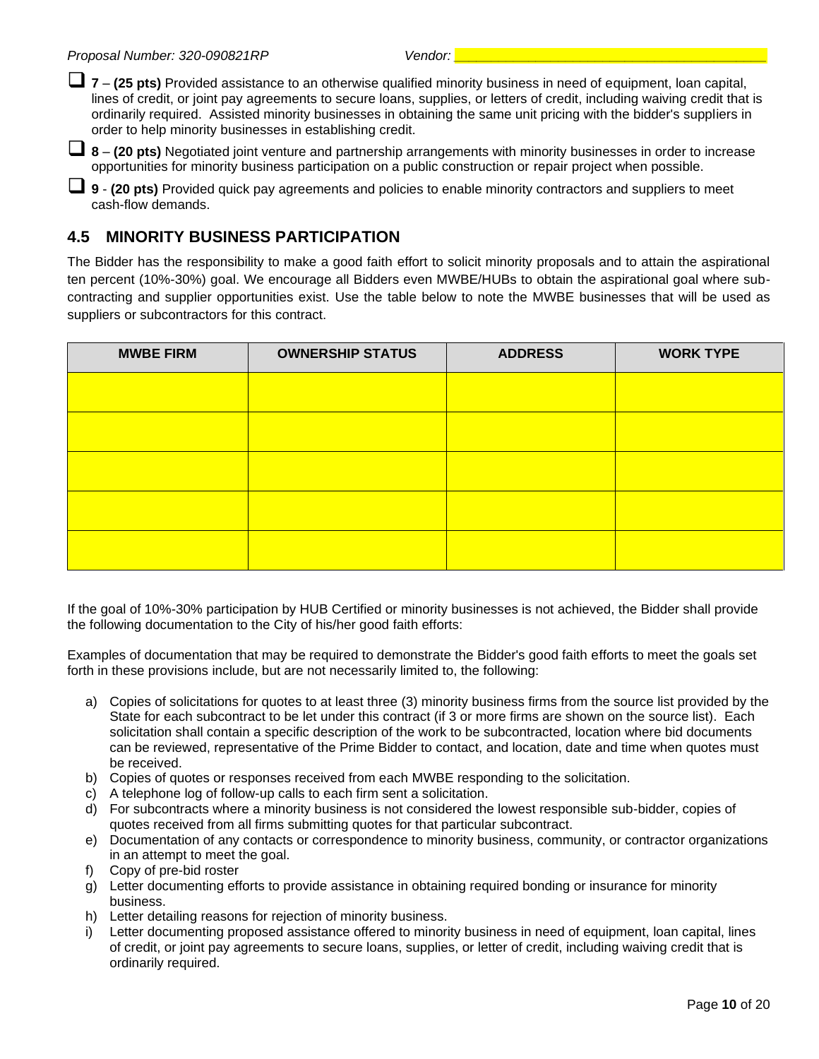- [ ] **7** – **(25 pts)** Provided assistance to an otherwise qualified minority business in need of equipment, loan capital, lines of credit, or joint pay agreements to secure loans, supplies, or letters of credit, including waiving credit that is ordinarily required. Assisted minority businesses in obtaining the same unit pricing with the bidder's suppliers in order to help minority businesses in establishing credit.
- [ ] **8** – **(20 pts)** Negotiated joint venture and partnership arrangements with minority businesses in order to increase opportunities for minority business participation on a public construction or repair project when possible.
- [ ] **9** - **(20 pts)** Provided quick pay agreements and policies to enable minority contractors and suppliers to meet cash-flow demands.

## 4.5 MINORITY BUSINESS PARTICIPATION

The Bidder has the responsibility to make a good faith effort to solicit minority proposals and to attain the aspirational ten percent (10%-30%) goal. We encourage all Bidders even MWBE/HUBs to obtain the aspirational goal where sub-contracting and supplier opportunities exist. Use the table below to note the MWBE businesses that will be used as suppliers or subcontractors for this contract.

| MWBE FIRM | OWNERSHIP STATUS | ADDRESS | WORK TYPE |
|---|---|---|---|
| | | | |
| | | | |
| | | | |
| | | | |
| | | | |

If the goal of 10%-30% participation by HUB Certified or minority businesses is not achieved, the Bidder shall provide the following documentation to the City of his/her good faith efforts:

Examples of documentation that may be required to demonstrate the Bidder's good faith efforts to meet the goals set forth in these provisions include, but are not necessarily limited to, the following:

a) Copies of solicitations for quotes to at least three (3) minority business firms from the source list provided by the State for each subcontract to be let under this contract (if 3 or more firms are shown on the source list). Each solicitation shall contain a specific description of the work to be subcontracted, location where bid documents can be reviewed, representative of the Prime Bidder to contact, and location, date and time when quotes must be received.
b) Copies of quotes or responses received from each MWBE responding to the solicitation.
c) A telephone log of follow-up calls to each firm sent a solicitation.
d) For subcontracts where a minority business is not considered the lowest responsible sub-bidder, copies of quotes received from all firms submitting quotes for that particular subcontract.
e) Documentation of any contacts or correspondence to minority business, community, or contractor organizations in an attempt to meet the goal.
f) Copy of pre-bid roster
g) Letter documenting efforts to provide assistance in obtaining required bonding or insurance for minority business.
h) Letter detailing reasons for rejection of minority business.
i) Letter documenting proposed assistance offered to minority business in need of equipment, loan capital, lines of credit, or joint pay agreements to secure loans, supplies, or letter of credit, including waiving credit that is ordinarily required.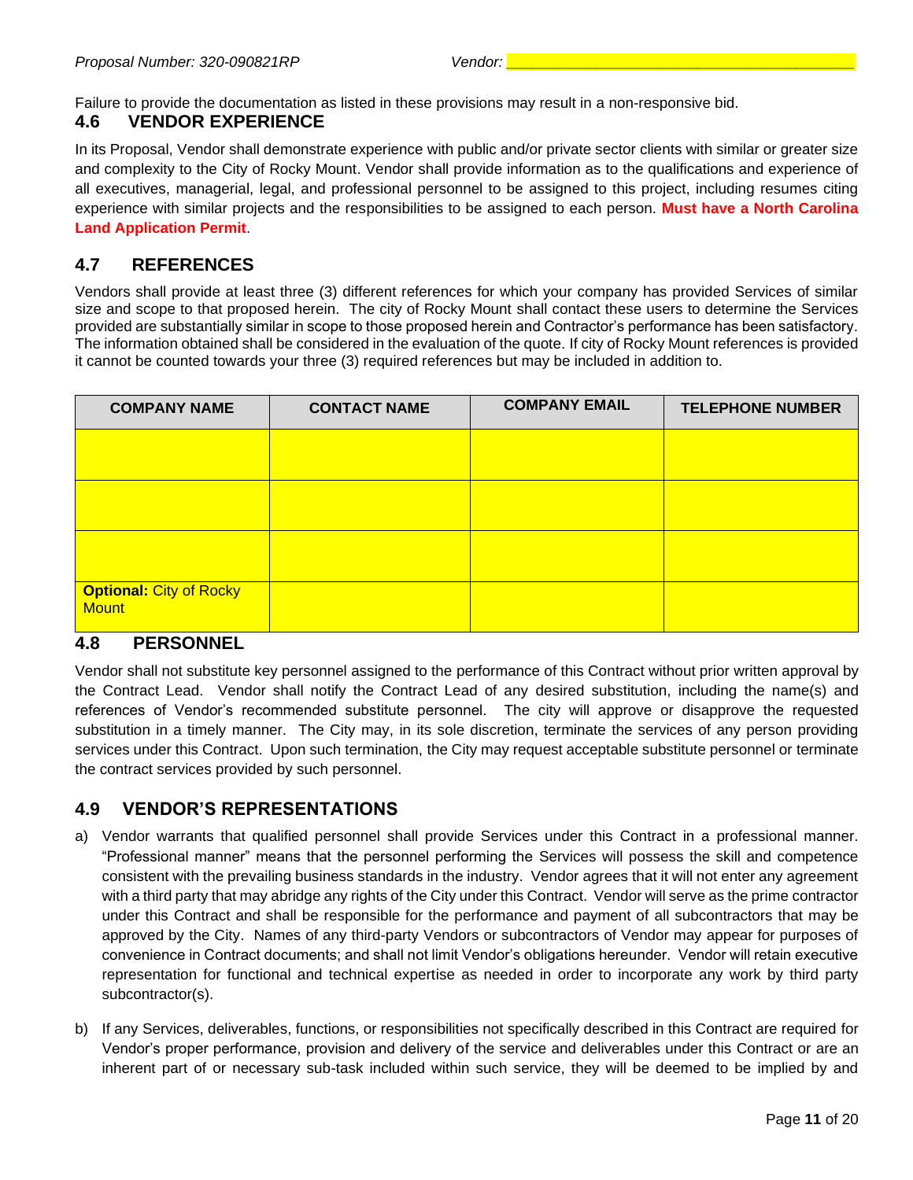Failure to provide the documentation as listed in these provisions may result in a non-responsive bid.

## 4.6 VENDOR EXPERIENCE

In its Proposal, Vendor shall demonstrate experience with public and/or private sector clients with similar or greater size and complexity to the City of Rocky Mount. Vendor shall provide information as to the qualifications and experience of all executives, managerial, legal, and professional personnel to be assigned to this project, including resumes citing experience with similar projects and the responsibilities to be assigned to each person. **Must have a North Carolina Land Application Permit**.

## 4.7 REFERENCES

Vendors shall provide at least three (3) different references for which your company has provided Services of similar size and scope to that proposed herein. The city of Rocky Mount shall contact these users to determine the Services provided are substantially similar in scope to those proposed herein and Contractor's performance has been satisfactory. The information obtained shall be considered in the evaluation of the quote. If city of Rocky Mount references is provided it cannot be counted towards your three (3) required references but may be included in addition to.

| COMPANY NAME | CONTACT NAME | COMPANY EMAIL | TELEPHONE NUMBER |
|---|---|---|---|
| | | | |
| | | | |
| | | | |
| **Optional:** City of Rocky Mount | | | |

## 4.8 PERSONNEL

Vendor shall not substitute key personnel assigned to the performance of this Contract without prior written approval by the Contract Lead. Vendor shall notify the Contract Lead of any desired substitution, including the name(s) and references of Vendor's recommended substitute personnel. The city will approve or disapprove the requested substitution in a timely manner. The City may, in its sole discretion, terminate the services of any person providing services under this Contract. Upon such termination, the City may request acceptable substitute personnel or terminate the contract services provided by such personnel.

## 4.9 VENDOR'S REPRESENTATIONS

a) Vendor warrants that qualified personnel shall provide Services under this Contract in a professional manner. "Professional manner" means that the personnel performing the Services will possess the skill and competence consistent with the prevailing business standards in the industry. Vendor agrees that it will not enter any agreement with a third party that may abridge any rights of the City under this Contract. Vendor will serve as the prime contractor under this Contract and shall be responsible for the performance and payment of all subcontractors that may be approved by the City. Names of any third-party Vendors or subcontractors of Vendor may appear for purposes of convenience in Contract documents; and shall not limit Vendor's obligations hereunder. Vendor will retain executive representation for functional and technical expertise as needed in order to incorporate any work by third party subcontractor(s).

b) If any Services, deliverables, functions, or responsibilities not specifically described in this Contract are required for Vendor's proper performance, provision and delivery of the service and deliverables under this Contract or are an inherent part of or necessary sub-task included within such service, they will be deemed to be implied by and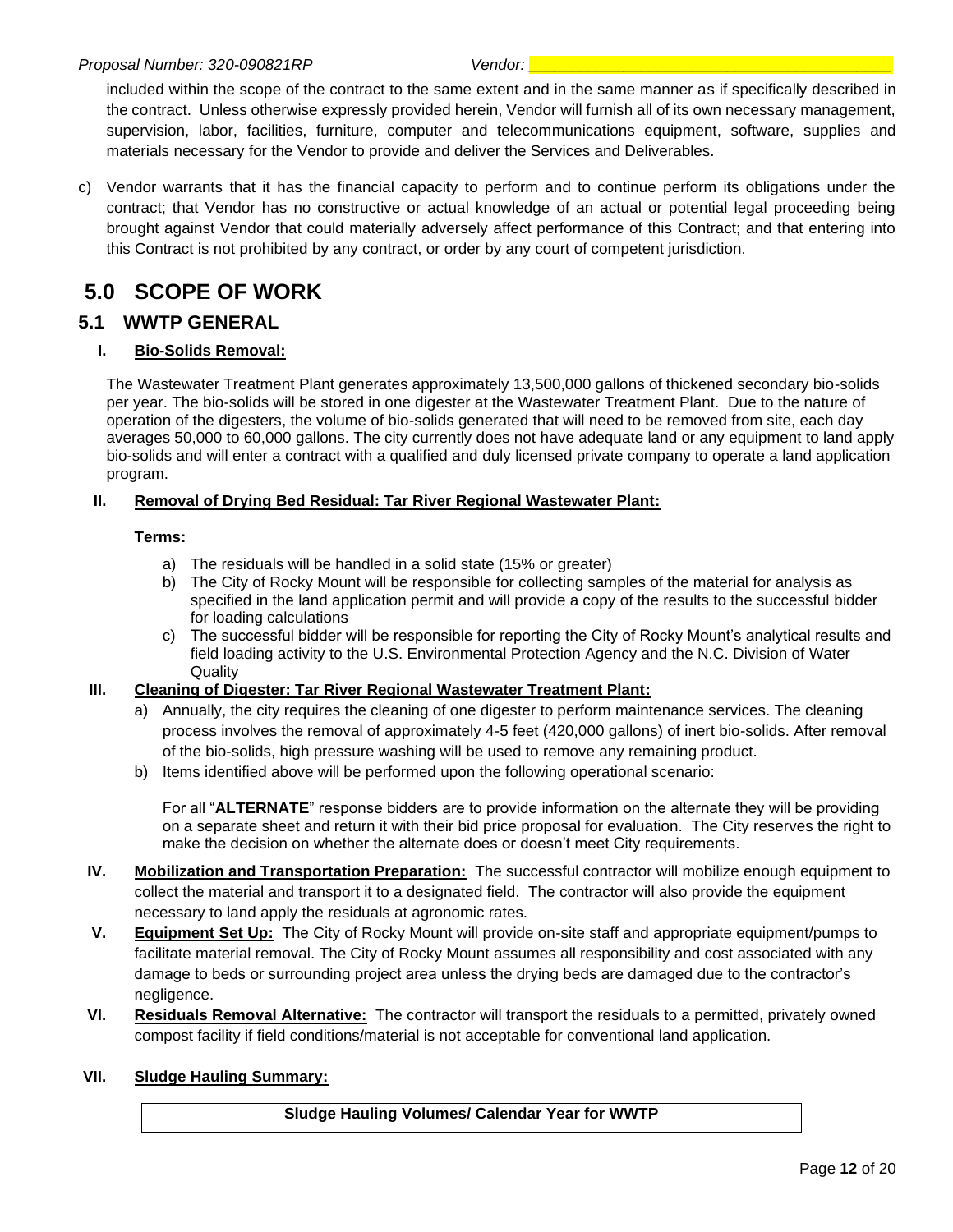included within the scope of the contract to the same extent and in the same manner as if specifically described in the contract. Unless otherwise expressly provided herein, Vendor will furnish all of its own necessary management, supervision, labor, facilities, furniture, computer and telecommunications equipment, software, supplies and materials necessary for the Vendor to provide and deliver the Services and Deliverables.

c) Vendor warrants that it has the financial capacity to perform and to continue perform its obligations under the contract; that Vendor has no constructive or actual knowledge of an actual or potential legal proceeding being brought against Vendor that could materially adversely affect performance of this Contract; and that entering into this Contract is not prohibited by any contract, or order by any court of competent jurisdiction.

# 5.0 SCOPE OF WORK

## 5.1 WWTP GENERAL

### I. Bio-Solids Removal:

The Wastewater Treatment Plant generates approximately 13,500,000 gallons of thickened secondary bio-solids per year. The bio-solids will be stored in one digester at the Wastewater Treatment Plant. Due to the nature of operation of the digesters, the volume of bio-solids generated that will need to be removed from site, each day averages 50,000 to 60,000 gallons. The city currently does not have adequate land or any equipment to land apply bio-solids and will enter a contract with a qualified and duly licensed private company to operate a land application program.

### II. Removal of Drying Bed Residual: Tar River Regional Wastewater Plant:

**Terms:**

a) The residuals will be handled in a solid state (15% or greater)
b) The City of Rocky Mount will be responsible for collecting samples of the material for analysis as specified in the land application permit and will provide a copy of the results to the successful bidder for loading calculations
c) The successful bidder will be responsible for reporting the City of Rocky Mount's analytical results and field loading activity to the U.S. Environmental Protection Agency and the N.C. Division of Water Quality

### III. Cleaning of Digester: Tar River Regional Wastewater Treatment Plant:

a) Annually, the city requires the cleaning of one digester to perform maintenance services. The cleaning process involves the removal of approximately 4-5 feet (420,000 gallons) of inert bio-solids. After removal of the bio-solids, high pressure washing will be used to remove any remaining product.
b) Items identified above will be performed upon the following operational scenario:

For all "**ALTERNATE**" response bidders are to provide information on the alternate they will be providing on a separate sheet and return it with their bid price proposal for evaluation. The City reserves the right to make the decision on whether the alternate does or doesn't meet City requirements.

**IV. Mobilization and Transportation Preparation:** The successful contractor will mobilize enough equipment to collect the material and transport it to a designated field. The contractor will also provide the equipment necessary to land apply the residuals at agronomic rates.

**V. Equipment Set Up:** The City of Rocky Mount will provide on-site staff and appropriate equipment/pumps to facilitate material removal. The City of Rocky Mount assumes all responsibility and cost associated with any damage to beds or surrounding project area unless the drying beds are damaged due to the contractor's negligence.

**VI. Residuals Removal Alternative:** The contractor will transport the residuals to a permitted, privately owned compost facility if field conditions/material is not acceptable for conventional land application.

### VII. Sludge Hauling Summary:

| Sludge Hauling Volumes/ Calendar Year for WWTP |
| --- |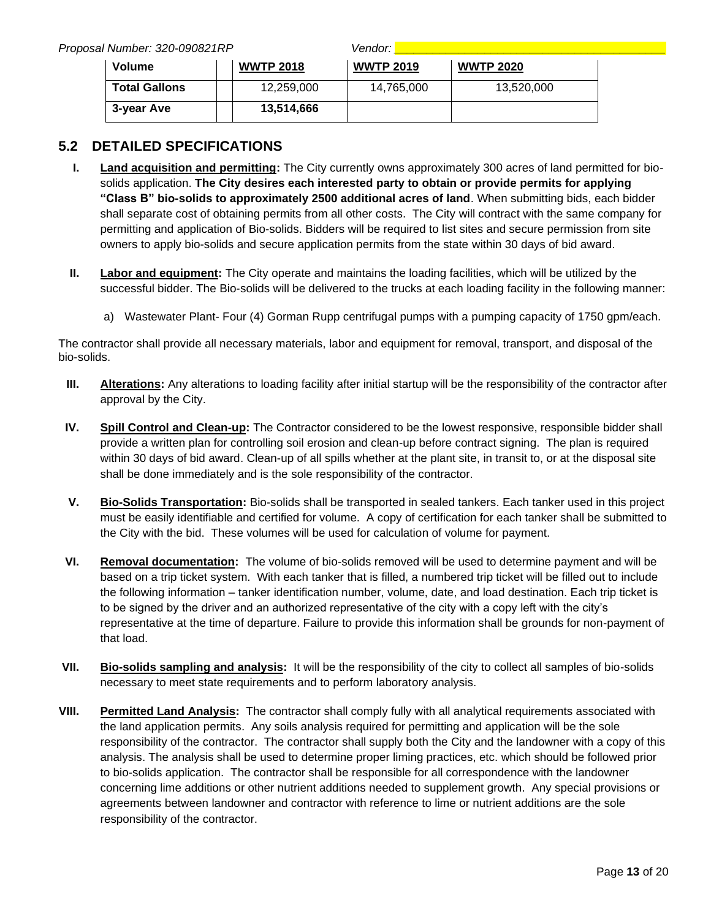| Volume | | WWTP 2018 | WWTP 2019 | WWTP 2020 |
|---|---|---|---|---|
| Total Gallons | | 12,259,000 | 14,765,000 | 13,520,000 |
| 3-year Ave | | 13,514,666 | | |

## 5.2 DETAILED SPECIFICATIONS

**I. Land acquisition and permitting:** The City currently owns approximately 300 acres of land permitted for bio-solids application. **The City desires each interested party to obtain or provide permits for applying "Class B" bio-solids to approximately 2500 additional acres of land**. When submitting bids, each bidder shall separate cost of obtaining permits from all other costs. The City will contract with the same company for permitting and application of Bio-solids. Bidders will be required to list sites and secure permission from site owners to apply bio-solids and secure application permits from the state within 30 days of bid award.

**II. Labor and equipment:** The City operate and maintains the loading facilities, which will be utilized by the successful bidder. The Bio-solids will be delivered to the trucks at each loading facility in the following manner:

a) Wastewater Plant- Four (4) Gorman Rupp centrifugal pumps with a pumping capacity of 1750 gpm/each.

The contractor shall provide all necessary materials, labor and equipment for removal, transport, and disposal of the bio-solids.

**III. Alterations:** Any alterations to loading facility after initial startup will be the responsibility of the contractor after approval by the City.

**IV. Spill Control and Clean-up:** The Contractor considered to be the lowest responsive, responsible bidder shall provide a written plan for controlling soil erosion and clean-up before contract signing. The plan is required within 30 days of bid award. Clean-up of all spills whether at the plant site, in transit to, or at the disposal site shall be done immediately and is the sole responsibility of the contractor.

**V. Bio-Solids Transportation:** Bio-solids shall be transported in sealed tankers. Each tanker used in this project must be easily identifiable and certified for volume. A copy of certification for each tanker shall be submitted to the City with the bid. These volumes will be used for calculation of volume for payment.

**VI. Removal documentation:** The volume of bio-solids removed will be used to determine payment and will be based on a trip ticket system. With each tanker that is filled, a numbered trip ticket will be filled out to include the following information – tanker identification number, volume, date, and load destination. Each trip ticket is to be signed by the driver and an authorized representative of the city with a copy left with the city's representative at the time of departure. Failure to provide this information shall be grounds for non-payment of that load.

**VII. Bio-solids sampling and analysis:** It will be the responsibility of the city to collect all samples of bio-solids necessary to meet state requirements and to perform laboratory analysis.

**VIII. Permitted Land Analysis:** The contractor shall comply fully with all analytical requirements associated with the land application permits. Any soils analysis required for permitting and application will be the sole responsibility of the contractor. The contractor shall supply both the City and the landowner with a copy of this analysis. The analysis shall be used to determine proper liming practices, etc. which should be followed prior to bio-solids application. The contractor shall be responsible for all correspondence with the landowner concerning lime additions or other nutrient additions needed to supplement growth. Any special provisions or agreements between landowner and contractor with reference to lime or nutrient additions are the sole responsibility of the contractor.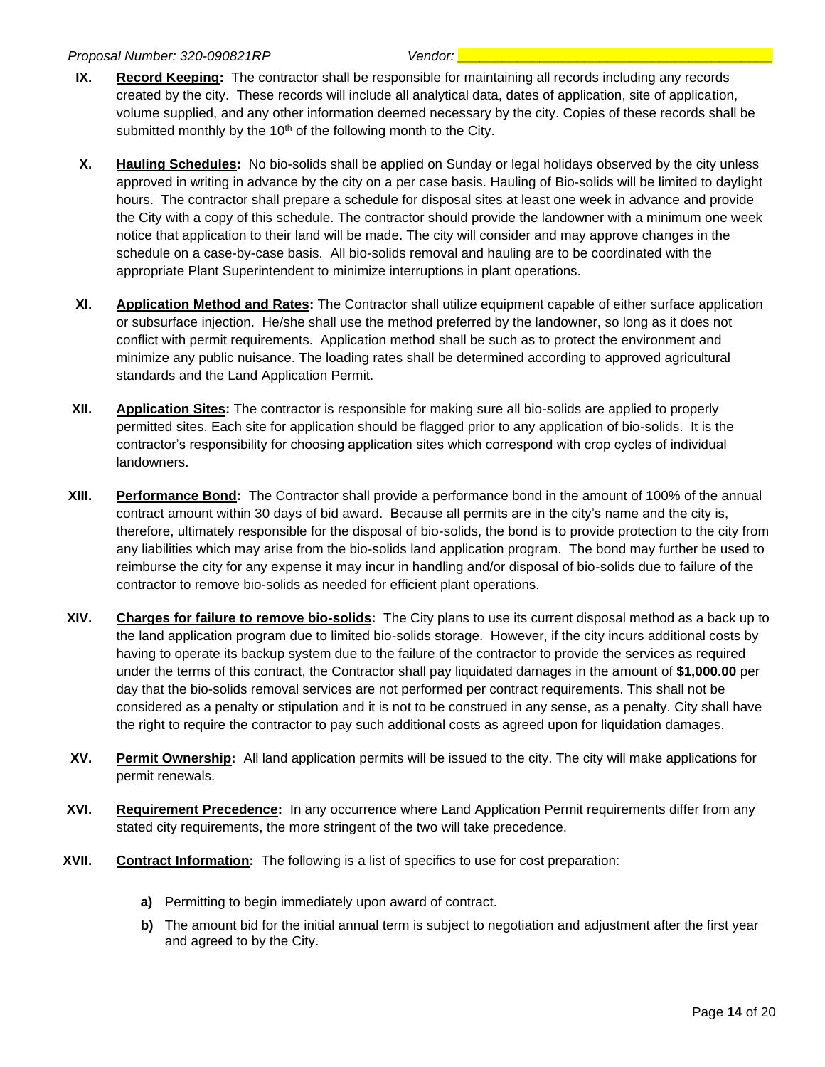**IX.** **Record Keeping:** The contractor shall be responsible for maintaining all records including any records created by the city. These records will include all analytical data, dates of application, site of application, volume supplied, and any other information deemed necessary by the city. Copies of these records shall be submitted monthly by the 10th of the following month to the City.

**X.** **Hauling Schedules:** No bio-solids shall be applied on Sunday or legal holidays observed by the city unless approved in writing in advance by the city on a per case basis. Hauling of Bio-solids will be limited to daylight hours. The contractor shall prepare a schedule for disposal sites at least one week in advance and provide the City with a copy of this schedule. The contractor should provide the landowner with a minimum one week notice that application to their land will be made. The city will consider and may approve changes in the schedule on a case-by-case basis. All bio-solids removal and hauling are to be coordinated with the appropriate Plant Superintendent to minimize interruptions in plant operations.

**XI.** **Application Method and Rates:** The Contractor shall utilize equipment capable of either surface application or subsurface injection. He/she shall use the method preferred by the landowner, so long as it does not conflict with permit requirements. Application method shall be such as to protect the environment and minimize any public nuisance. The loading rates shall be determined according to approved agricultural standards and the Land Application Permit.

**XII.** **Application Sites:** The contractor is responsible for making sure all bio-solids are applied to properly permitted sites. Each site for application should be flagged prior to any application of bio-solids. It is the contractor's responsibility for choosing application sites which correspond with crop cycles of individual landowners.

**XIII.** **Performance Bond:** The Contractor shall provide a performance bond in the amount of 100% of the annual contract amount within 30 days of bid award. Because all permits are in the city's name and the city is, therefore, ultimately responsible for the disposal of bio-solids, the bond is to provide protection to the city from any liabilities which may arise from the bio-solids land application program. The bond may further be used to reimburse the city for any expense it may incur in handling and/or disposal of bio-solids due to failure of the contractor to remove bio-solids as needed for efficient plant operations.

**XIV.** **Charges for failure to remove bio-solids:** The City plans to use its current disposal method as a back up to the land application program due to limited bio-solids storage. However, if the city incurs additional costs by having to operate its backup system due to the failure of the contractor to provide the services as required under the terms of this contract, the Contractor shall pay liquidated damages in the amount of **$1,000.00** per day that the bio-solids removal services are not performed per contract requirements. This shall not be considered as a penalty or stipulation and it is not to be construed in any sense, as a penalty. City shall have the right to require the contractor to pay such additional costs as agreed upon for liquidation damages.

**XV.** **Permit Ownership:** All land application permits will be issued to the city. The city will make applications for permit renewals.

**XVI.** **Requirement Precedence:** In any occurrence where Land Application Permit requirements differ from any stated city requirements, the more stringent of the two will take precedence.

**XVII.** **Contract Information:** The following is a list of specifics to use for cost preparation:

- **a)** Permitting to begin immediately upon award of contract.
- **b)** The amount bid for the initial annual term is subject to negotiation and adjustment after the first year and agreed to by the City.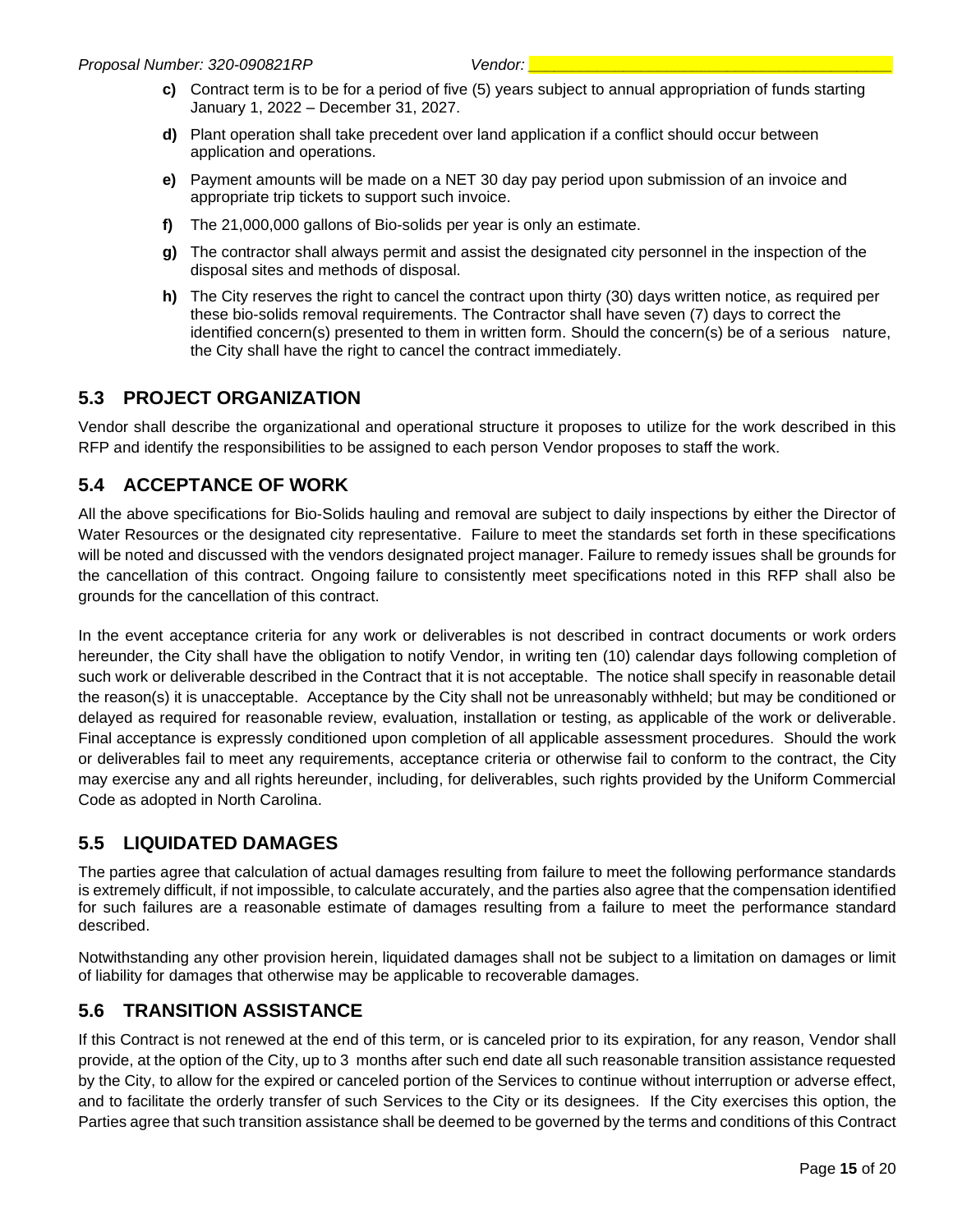- **c)** Contract term is to be for a period of five (5) years subject to annual appropriation of funds starting January 1, 2022 – December 31, 2027.
- **d)** Plant operation shall take precedent over land application if a conflict should occur between application and operations.
- **e)** Payment amounts will be made on a NET 30 day pay period upon submission of an invoice and appropriate trip tickets to support such invoice.
- **f)** The 21,000,000 gallons of Bio-solids per year is only an estimate.
- **g)** The contractor shall always permit and assist the designated city personnel in the inspection of the disposal sites and methods of disposal.
- **h)** The City reserves the right to cancel the contract upon thirty (30) days written notice, as required per these bio-solids removal requirements. The Contractor shall have seven (7) days to correct the identified concern(s) presented to them in written form. Should the concern(s) be of a serious nature, the City shall have the right to cancel the contract immediately.

## 5.3 PROJECT ORGANIZATION

Vendor shall describe the organizational and operational structure it proposes to utilize for the work described in this RFP and identify the responsibilities to be assigned to each person Vendor proposes to staff the work.

## 5.4 ACCEPTANCE OF WORK

All the above specifications for Bio-Solids hauling and removal are subject to daily inspections by either the Director of Water Resources or the designated city representative. Failure to meet the standards set forth in these specifications will be noted and discussed with the vendors designated project manager. Failure to remedy issues shall be grounds for the cancellation of this contract. Ongoing failure to consistently meet specifications noted in this RFP shall also be grounds for the cancellation of this contract.

In the event acceptance criteria for any work or deliverables is not described in contract documents or work orders hereunder, the City shall have the obligation to notify Vendor, in writing ten (10) calendar days following completion of such work or deliverable described in the Contract that it is not acceptable. The notice shall specify in reasonable detail the reason(s) it is unacceptable. Acceptance by the City shall not be unreasonably withheld; but may be conditioned or delayed as required for reasonable review, evaluation, installation or testing, as applicable of the work or deliverable. Final acceptance is expressly conditioned upon completion of all applicable assessment procedures. Should the work or deliverables fail to meet any requirements, acceptance criteria or otherwise fail to conform to the contract, the City may exercise any and all rights hereunder, including, for deliverables, such rights provided by the Uniform Commercial Code as adopted in North Carolina.

## 5.5 LIQUIDATED DAMAGES

The parties agree that calculation of actual damages resulting from failure to meet the following performance standards is extremely difficult, if not impossible, to calculate accurately, and the parties also agree that the compensation identified for such failures are a reasonable estimate of damages resulting from a failure to meet the performance standard described.

Notwithstanding any other provision herein, liquidated damages shall not be subject to a limitation on damages or limit of liability for damages that otherwise may be applicable to recoverable damages.

## 5.6 TRANSITION ASSISTANCE

If this Contract is not renewed at the end of this term, or is canceled prior to its expiration, for any reason, Vendor shall provide, at the option of the City, up to 3 months after such end date all such reasonable transition assistance requested by the City, to allow for the expired or canceled portion of the Services to continue without interruption or adverse effect, and to facilitate the orderly transfer of such Services to the City or its designees. If the City exercises this option, the Parties agree that such transition assistance shall be deemed to be governed by the terms and conditions of this Contract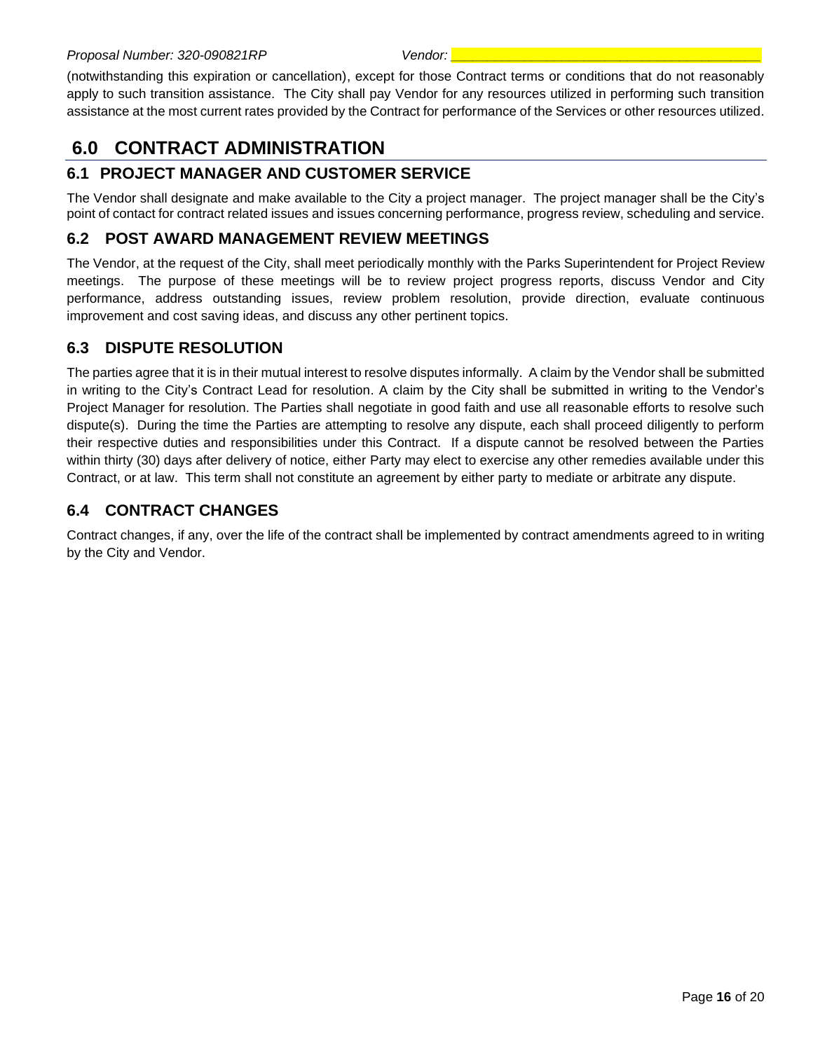(notwithstanding this expiration or cancellation), except for those Contract terms or conditions that do not reasonably apply to such transition assistance. The City shall pay Vendor for any resources utilized in performing such transition assistance at the most current rates provided by the Contract for performance of the Services or other resources utilized.

# 6.0 CONTRACT ADMINISTRATION

## 6.1 PROJECT MANAGER AND CUSTOMER SERVICE

The Vendor shall designate and make available to the City a project manager. The project manager shall be the City's point of contact for contract related issues and issues concerning performance, progress review, scheduling and service.

## 6.2 POST AWARD MANAGEMENT REVIEW MEETINGS

The Vendor, at the request of the City, shall meet periodically monthly with the Parks Superintendent for Project Review meetings. The purpose of these meetings will be to review project progress reports, discuss Vendor and City performance, address outstanding issues, review problem resolution, provide direction, evaluate continuous improvement and cost saving ideas, and discuss any other pertinent topics.

## 6.3 DISPUTE RESOLUTION

The parties agree that it is in their mutual interest to resolve disputes informally. A claim by the Vendor shall be submitted in writing to the City's Contract Lead for resolution. A claim by the City shall be submitted in writing to the Vendor's Project Manager for resolution. The Parties shall negotiate in good faith and use all reasonable efforts to resolve such dispute(s). During the time the Parties are attempting to resolve any dispute, each shall proceed diligently to perform their respective duties and responsibilities under this Contract. If a dispute cannot be resolved between the Parties within thirty (30) days after delivery of notice, either Party may elect to exercise any other remedies available under this Contract, or at law. This term shall not constitute an agreement by either party to mediate or arbitrate any dispute.

## 6.4 CONTRACT CHANGES

Contract changes, if any, over the life of the contract shall be implemented by contract amendments agreed to in writing by the City and Vendor.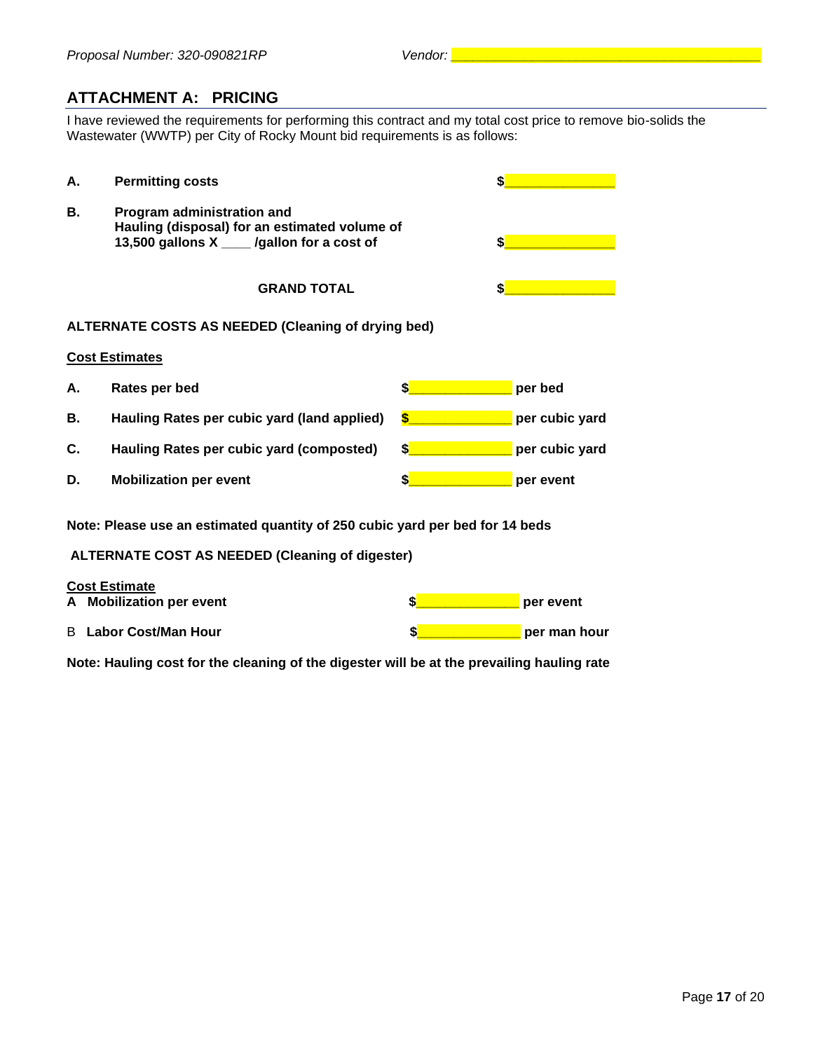## ATTACHMENT A: PRICING

I have reviewed the requirements for performing this contract and my total cost price to remove bio-solids the Wastewater (WWTP) per City of Rocky Mount bid requirements is as follows:

| | | |
|---|---|---|
| **A.** | **Permitting costs** | **$**_______________ |
| **B.** | **Program administration and Hauling (disposal) for an estimated volume of 13,500 gallons X ____ /gallon for a cost of** | **$**_______________ |
| | **GRAND TOTAL** | **$**_______________ |

**ALTERNATE COSTS AS NEEDED (Cleaning of drying bed)**

**<u>Cost Estimates</u>**

| | | |
|---|---|---|
| **A.** | **Rates per bed** | **$**______________ **per bed** |
| **B.** | **Hauling Rates per cubic yard (land applied)** | **$**______________ **per cubic yard** |
| **C.** | **Hauling Rates per cubic yard (composted)** | **$**______________ **per cubic yard** |
| **D.** | **Mobilization per event** | **$**______________ **per event** |

**Note: Please use an estimated quantity of 250 cubic yard per bed for 14 beds**

**ALTERNATE COST AS NEEDED (Cleaning of digester)**

**<u>Cost Estimate</u>**

| | | |
|---|---|---|
| **A** | **Mobilization per event** | **$**______________ **per event** |
| B | **Labor Cost/Man Hour** | **$**______________ **per man hour** |

**Note: Hauling cost for the cleaning of the digester will be at the prevailing hauling rate**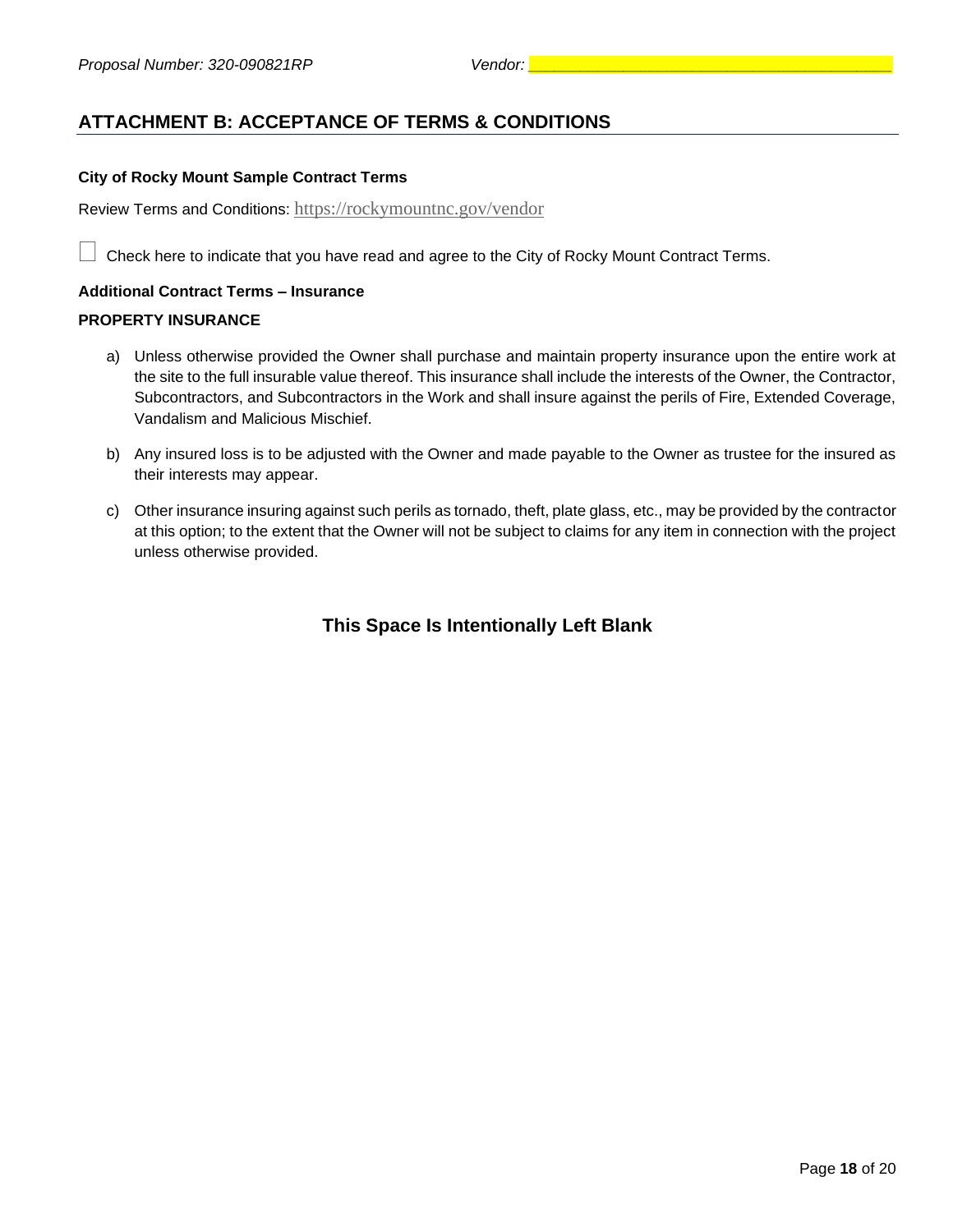## ATTACHMENT B: ACCEPTANCE OF TERMS & CONDITIONS

**City of Rocky Mount Sample Contract Terms**

Review Terms and Conditions: https://rockymountnc.gov/vendor

☐ Check here to indicate that you have read and agree to the City of Rocky Mount Contract Terms.

**Additional Contract Terms – Insurance**

**PROPERTY INSURANCE**

a) Unless otherwise provided the Owner shall purchase and maintain property insurance upon the entire work at the site to the full insurable value thereof. This insurance shall include the interests of the Owner, the Contractor, Subcontractors, and Subcontractors in the Work and shall insure against the perils of Fire, Extended Coverage, Vandalism and Malicious Mischief.

b) Any insured loss is to be adjusted with the Owner and made payable to the Owner as trustee for the insured as their interests may appear.

c) Other insurance insuring against such perils as tornado, theft, plate glass, etc., may be provided by the contractor at this option; to the extent that the Owner will not be subject to claims for any item in connection with the project unless otherwise provided.

**This Space Is Intentionally Left Blank**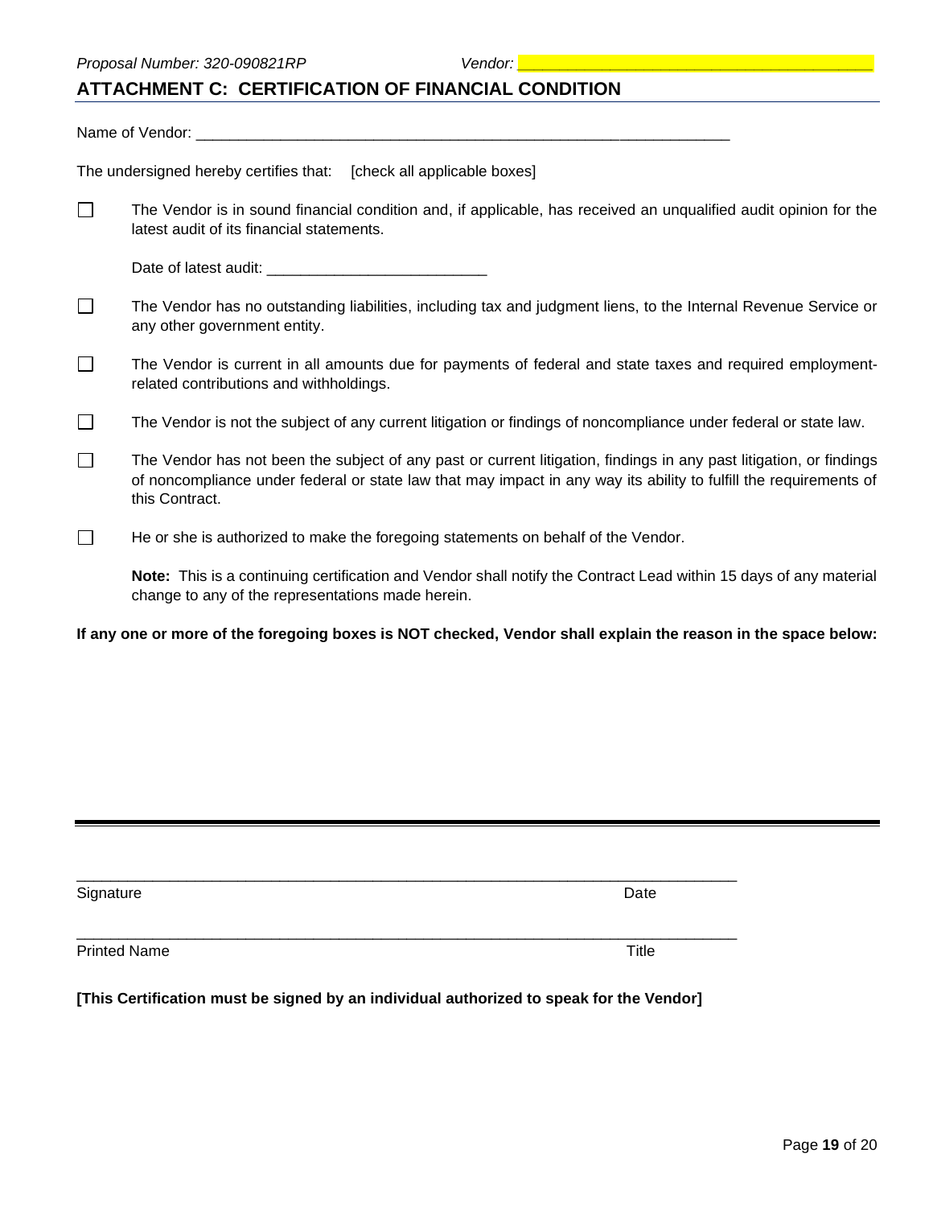## ATTACHMENT C: CERTIFICATION OF FINANCIAL CONDITION

Name of Vendor: ___________________________________________________________________

The undersigned hereby certifies that: [check all applicable boxes]

☐ The Vendor is in sound financial condition and, if applicable, has received an unqualified audit opinion for the latest audit of its financial statements.

Date of latest audit: __________________________

☐ The Vendor has no outstanding liabilities, including tax and judgment liens, to the Internal Revenue Service or any other government entity.

☐ The Vendor is current in all amounts due for payments of federal and state taxes and required employment-related contributions and withholdings.

☐ The Vendor is not the subject of any current litigation or findings of noncompliance under federal or state law.

☐ The Vendor has not been the subject of any past or current litigation, findings in any past litigation, or findings of noncompliance under federal or state law that may impact in any way its ability to fulfill the requirements of this Contract.

☐ He or she is authorized to make the foregoing statements on behalf of the Vendor.

**Note:** This is a continuing certification and Vendor shall notify the Contract Lead within 15 days of any material change to any of the representations made herein.

**If any one or more of the foregoing boxes is NOT checked, Vendor shall explain the reason in the space below:**

________________________________________________________________________________

Signature Date

________________________________________________________________________________

Printed Name Title

**[This Certification must be signed by an individual authorized to speak for the Vendor]**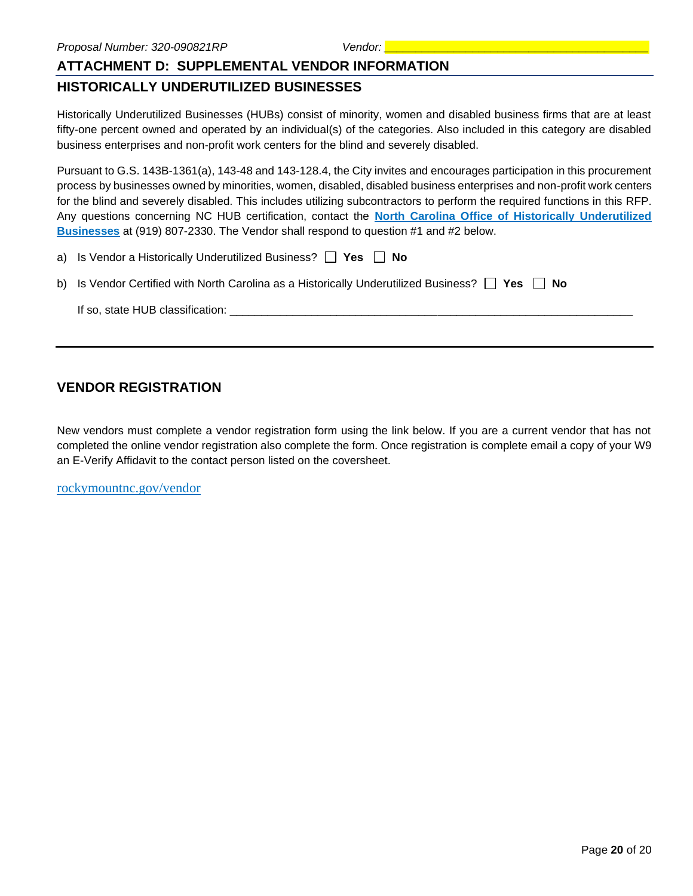Proposal Number: 320-090821RP Vendor: ______________________________________

## ATTACHMENT D: SUPPLEMENTAL VENDOR INFORMATION

### HISTORICALLY UNDERUTILIZED BUSINESSES

Historically Underutilized Businesses (HUBs) consist of minority, women and disabled business firms that are at least fifty-one percent owned and operated by an individual(s) of the categories. Also included in this category are disabled business enterprises and non-profit work centers for the blind and severely disabled.

Pursuant to G.S. 143B-1361(a), 143-48 and 143-128.4, the City invites and encourages participation in this procurement process by businesses owned by minorities, women, disabled, disabled business enterprises and non-profit work centers for the blind and severely disabled. This includes utilizing subcontractors to perform the required functions in this RFP. Any questions concerning NC HUB certification, contact the **North Carolina Office of Historically Underutilized Businesses** at (919) 807-2330. The Vendor shall respond to question #1 and #2 below.

a) Is Vendor a Historically Underutilized Business? ☐ **Yes** ☐ **No**

b) Is Vendor Certified with North Carolina as a Historically Underutilized Business? ☐ **Yes** ☐ **No**

If so, state HUB classification: ______________________________________________________________

---

### VENDOR REGISTRATION

New vendors must complete a vendor registration form using the link below. If you are a current vendor that has not completed the online vendor registration also complete the form. Once registration is complete email a copy of your W9 an E-Verify Affidavit to the contact person listed on the coversheet.

rockymountnc.gov/vendor